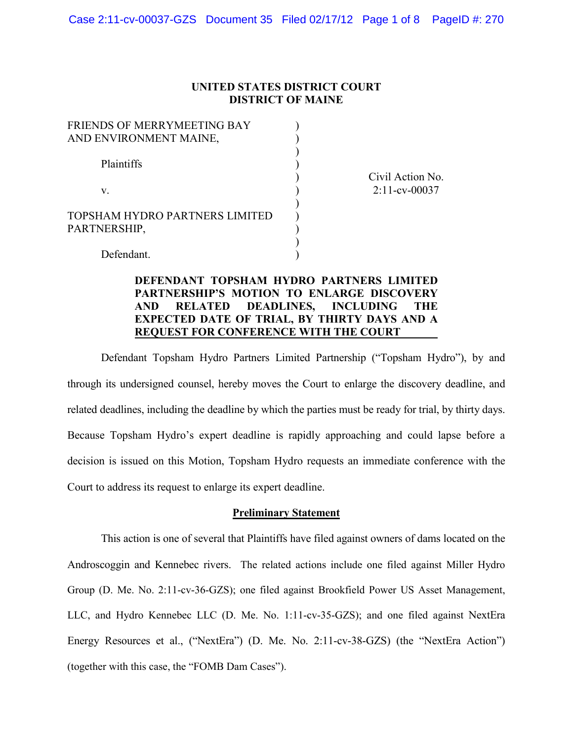UNITED STATES DISTRICT COURT
DISTRICT OF MAINE

FRIENDS OF MERRYMEETING BAY AND ENVIRONMENT MAINE,

Plaintiffs

v.

TOPSHAM HYDRO PARTNERS LIMITED PARTNERSHIP,

Defendant.

Civil Action No. 2:11-cv-00037

**DEFENDANT TOPSHAM HYDRO PARTNERS LIMITED PARTNERSHIP'S MOTION TO ENLARGE DISCOVERY AND RELATED DEADLINES, INCLUDING THE EXPECTED DATE OF TRIAL, BY THIRTY DAYS AND A REQUEST FOR CONFERENCE WITH THE COURT**

Defendant Topsham Hydro Partners Limited Partnership ("Topsham Hydro"), by and through its undersigned counsel, hereby moves the Court to enlarge the discovery deadline, and related deadlines, including the deadline by which the parties must be ready for trial, by thirty days. Because Topsham Hydro's expert deadline is rapidly approaching and could lapse before a decision is issued on this Motion, Topsham Hydro requests an immediate conference with the Court to address its request to enlarge its expert deadline.

## Preliminary Statement

This action is one of several that Plaintiffs have filed against owners of dams located on the Androscoggin and Kennebec rivers. The related actions include one filed against Miller Hydro Group (D. Me. No. 2:11-cv-36-GZS); one filed against Brookfield Power US Asset Management, LLC, and Hydro Kennebec LLC (D. Me. No. 1:11-cv-35-GZS); and one filed against NextEra Energy Resources et al., ("NextEra") (D. Me. No. 2:11-cv-38-GZS) (the "NextEra Action") (together with this case, the "FOMB Dam Cases").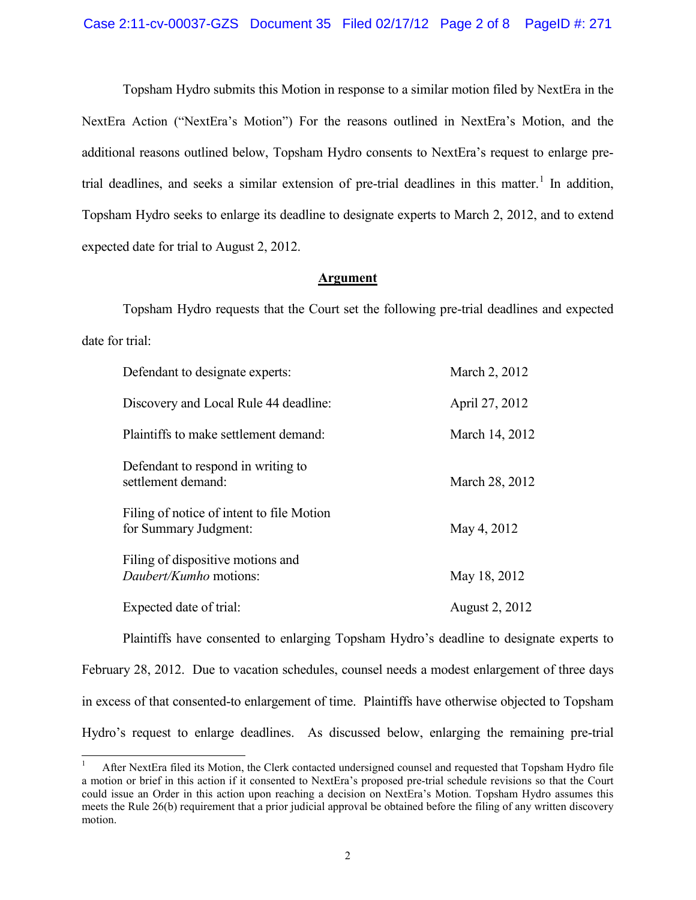Topsham Hydro submits this Motion in response to a similar motion filed by NextEra in the NextEra Action ("NextEra's Motion") For the reasons outlined in NextEra's Motion, and the additional reasons outlined below, Topsham Hydro consents to NextEra's request to enlarge pre-trial deadlines, and seeks a similar extension of pre-trial deadlines in this matter.[1] In addition, Topsham Hydro seeks to enlarge its deadline to designate experts to March 2, 2012, and to extend expected date for trial to August 2, 2012.

## Argument

Topsham Hydro requests that the Court set the following pre-trial deadlines and expected date for trial:

| | |
|---|---|
| Defendant to designate experts: | March 2, 2012 |
| Discovery and Local Rule 44 deadline: | April 27, 2012 |
| Plaintiffs to make settlement demand: | March 14, 2012 |
| Defendant to respond in writing to settlement demand: | March 28, 2012 |
| Filing of notice of intent to file Motion for Summary Judgment: | May 4, 2012 |
| Filing of dispositive motions and *Daubert/Kumho* motions: | May 18, 2012 |
| Expected date of trial: | August 2, 2012 |

Plaintiffs have consented to enlarging Topsham Hydro's deadline to designate experts to February 28, 2012. Due to vacation schedules, counsel needs a modest enlargement of three days in excess of that consented-to enlargement of time. Plaintiffs have otherwise objected to Topsham Hydro's request to enlarge deadlines. As discussed below, enlarging the remaining pre-trial

[1] After NextEra filed its Motion, the Clerk contacted undersigned counsel and requested that Topsham Hydro file a motion or brief in this action if it consented to NextEra's proposed pre-trial schedule revisions so that the Court could issue an Order in this action upon reaching a decision on NextEra's Motion. Topsham Hydro assumes this meets the Rule 26(b) requirement that a prior judicial approval be obtained before the filing of any written discovery motion.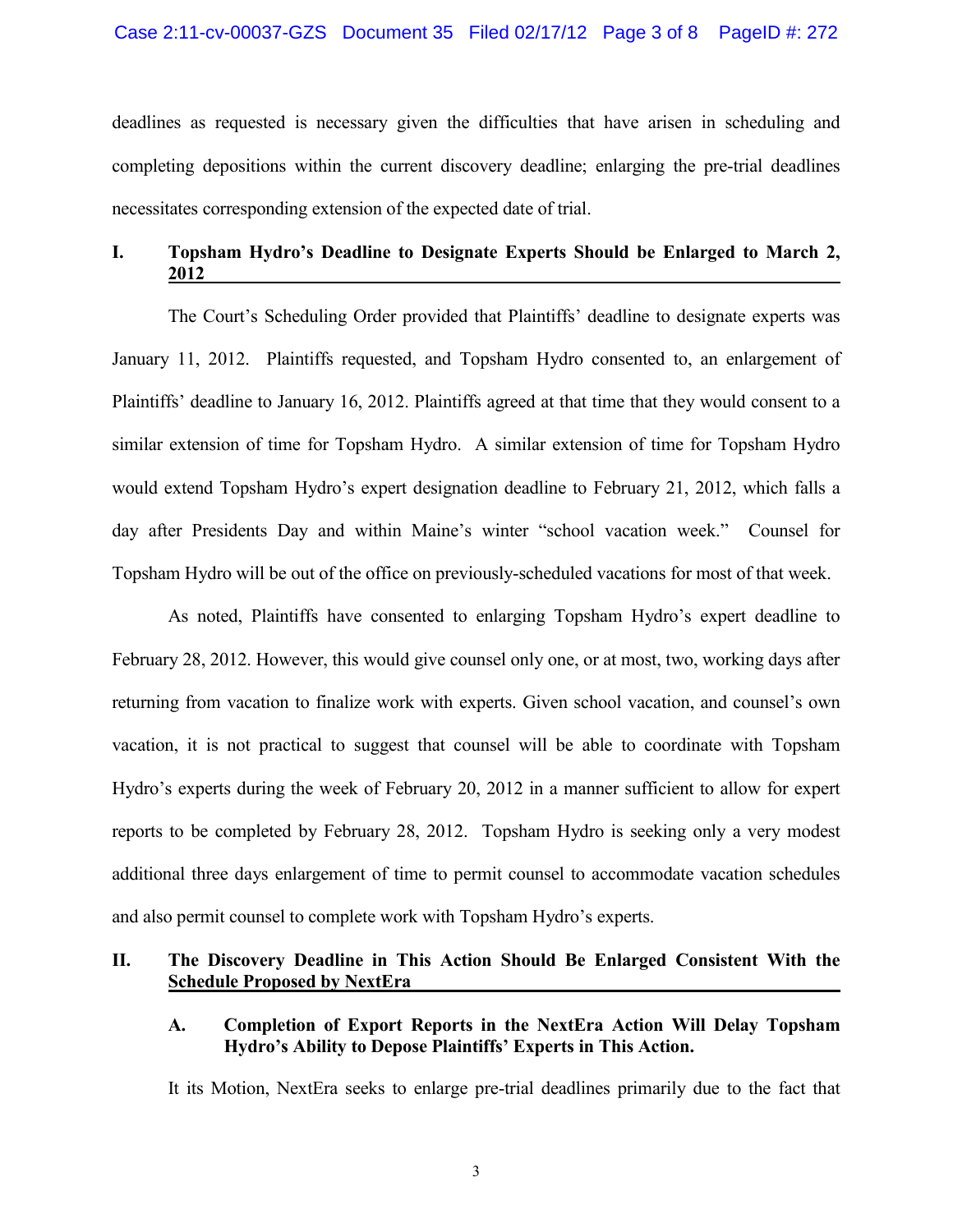deadlines as requested is necessary given the difficulties that have arisen in scheduling and completing depositions within the current discovery deadline; enlarging the pre-trial deadlines necessitates corresponding extension of the expected date of trial.

## I. Topsham Hydro's Deadline to Designate Experts Should be Enlarged to March 2, 2012

The Court's Scheduling Order provided that Plaintiffs' deadline to designate experts was January 11, 2012. Plaintiffs requested, and Topsham Hydro consented to, an enlargement of Plaintiffs' deadline to January 16, 2012. Plaintiffs agreed at that time that they would consent to a similar extension of time for Topsham Hydro. A similar extension of time for Topsham Hydro would extend Topsham Hydro's expert designation deadline to February 21, 2012, which falls a day after Presidents Day and within Maine's winter "school vacation week." Counsel for Topsham Hydro will be out of the office on previously-scheduled vacations for most of that week.

As noted, Plaintiffs have consented to enlarging Topsham Hydro's expert deadline to February 28, 2012. However, this would give counsel only one, or at most, two, working days after returning from vacation to finalize work with experts. Given school vacation, and counsel's own vacation, it is not practical to suggest that counsel will be able to coordinate with Topsham Hydro's experts during the week of February 20, 2012 in a manner sufficient to allow for expert reports to be completed by February 28, 2012. Topsham Hydro is seeking only a very modest additional three days enlargement of time to permit counsel to accommodate vacation schedules and also permit counsel to complete work with Topsham Hydro's experts.

## II. The Discovery Deadline in This Action Should Be Enlarged Consistent With the Schedule Proposed by NextEra

### A. Completion of Export Reports in the NextEra Action Will Delay Topsham Hydro's Ability to Depose Plaintiffs' Experts in This Action.

It its Motion, NextEra seeks to enlarge pre-trial deadlines primarily due to the fact that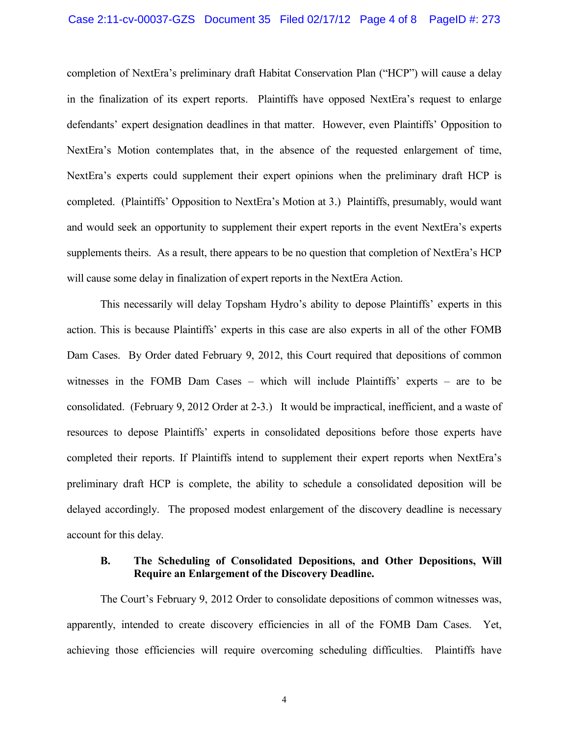completion of NextEra's preliminary draft Habitat Conservation Plan ("HCP") will cause a delay in the finalization of its expert reports. Plaintiffs have opposed NextEra's request to enlarge defendants' expert designation deadlines in that matter. However, even Plaintiffs' Opposition to NextEra's Motion contemplates that, in the absence of the requested enlargement of time, NextEra's experts could supplement their expert opinions when the preliminary draft HCP is completed. (Plaintiffs' Opposition to NextEra's Motion at 3.) Plaintiffs, presumably, would want and would seek an opportunity to supplement their expert reports in the event NextEra's experts supplements theirs. As a result, there appears to be no question that completion of NextEra's HCP will cause some delay in finalization of expert reports in the NextEra Action.

This necessarily will delay Topsham Hydro's ability to depose Plaintiffs' experts in this action. This is because Plaintiffs' experts in this case are also experts in all of the other FOMB Dam Cases. By Order dated February 9, 2012, this Court required that depositions of common witnesses in the FOMB Dam Cases – which will include Plaintiffs' experts – are to be consolidated. (February 9, 2012 Order at 2-3.) It would be impractical, inefficient, and a waste of resources to depose Plaintiffs' experts in consolidated depositions before those experts have completed their reports. If Plaintiffs intend to supplement their expert reports when NextEra's preliminary draft HCP is complete, the ability to schedule a consolidated deposition will be delayed accordingly. The proposed modest enlargement of the discovery deadline is necessary account for this delay.

### B. The Scheduling of Consolidated Depositions, and Other Depositions, Will Require an Enlargement of the Discovery Deadline.

The Court's February 9, 2012 Order to consolidate depositions of common witnesses was, apparently, intended to create discovery efficiencies in all of the FOMB Dam Cases. Yet, achieving those efficiencies will require overcoming scheduling difficulties. Plaintiffs have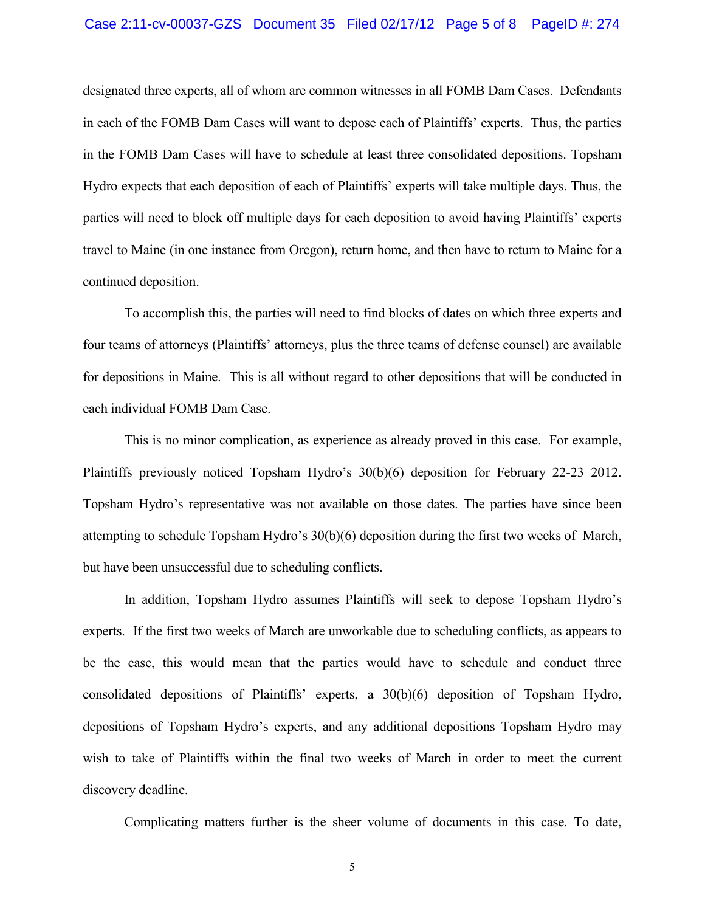designated three experts, all of whom are common witnesses in all FOMB Dam Cases. Defendants in each of the FOMB Dam Cases will want to depose each of Plaintiffs' experts. Thus, the parties in the FOMB Dam Cases will have to schedule at least three consolidated depositions. Topsham Hydro expects that each deposition of each of Plaintiffs' experts will take multiple days. Thus, the parties will need to block off multiple days for each deposition to avoid having Plaintiffs' experts travel to Maine (in one instance from Oregon), return home, and then have to return to Maine for a continued deposition.

To accomplish this, the parties will need to find blocks of dates on which three experts and four teams of attorneys (Plaintiffs' attorneys, plus the three teams of defense counsel) are available for depositions in Maine. This is all without regard to other depositions that will be conducted in each individual FOMB Dam Case.

This is no minor complication, as experience as already proved in this case. For example, Plaintiffs previously noticed Topsham Hydro's 30(b)(6) deposition for February 22-23 2012. Topsham Hydro's representative was not available on those dates. The parties have since been attempting to schedule Topsham Hydro's 30(b)(6) deposition during the first two weeks of March, but have been unsuccessful due to scheduling conflicts.

In addition, Topsham Hydro assumes Plaintiffs will seek to depose Topsham Hydro's experts. If the first two weeks of March are unworkable due to scheduling conflicts, as appears to be the case, this would mean that the parties would have to schedule and conduct three consolidated depositions of Plaintiffs' experts, a 30(b)(6) deposition of Topsham Hydro, depositions of Topsham Hydro's experts, and any additional depositions Topsham Hydro may wish to take of Plaintiffs within the final two weeks of March in order to meet the current discovery deadline.

Complicating matters further is the sheer volume of documents in this case. To date,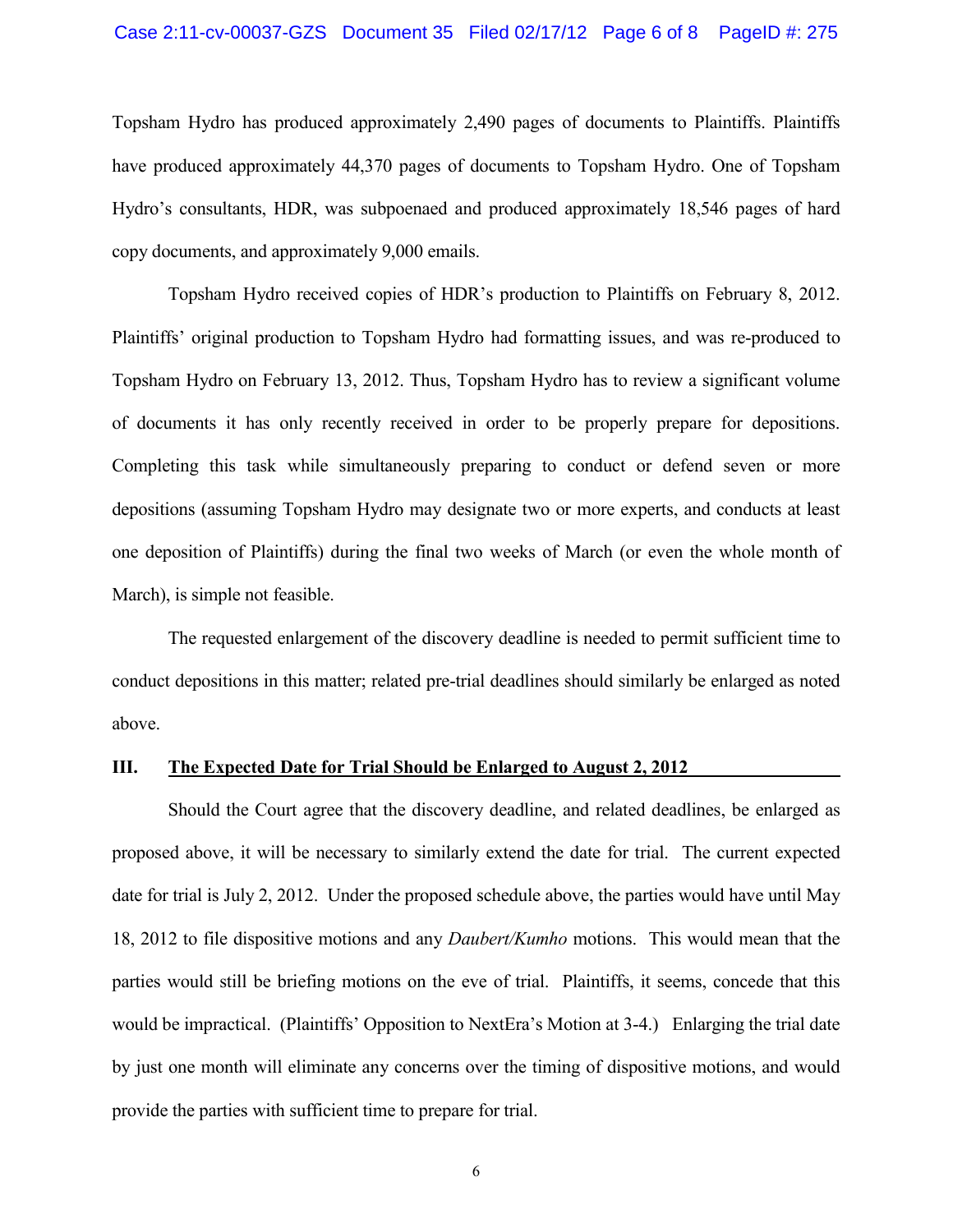Topsham Hydro has produced approximately 2,490 pages of documents to Plaintiffs. Plaintiffs have produced approximately 44,370 pages of documents to Topsham Hydro. One of Topsham Hydro's consultants, HDR, was subpoenaed and produced approximately 18,546 pages of hard copy documents, and approximately 9,000 emails.

Topsham Hydro received copies of HDR's production to Plaintiffs on February 8, 2012. Plaintiffs' original production to Topsham Hydro had formatting issues, and was re-produced to Topsham Hydro on February 13, 2012. Thus, Topsham Hydro has to review a significant volume of documents it has only recently received in order to be properly prepare for depositions. Completing this task while simultaneously preparing to conduct or defend seven or more depositions (assuming Topsham Hydro may designate two or more experts, and conducts at least one deposition of Plaintiffs) during the final two weeks of March (or even the whole month of March), is simple not feasible.

The requested enlargement of the discovery deadline is needed to permit sufficient time to conduct depositions in this matter; related pre-trial deadlines should similarly be enlarged as noted above.

## III. The Expected Date for Trial Should be Enlarged to August 2, 2012

Should the Court agree that the discovery deadline, and related deadlines, be enlarged as proposed above, it will be necessary to similarly extend the date for trial. The current expected date for trial is July 2, 2012. Under the proposed schedule above, the parties would have until May 18, 2012 to file dispositive motions and any *Daubert/Kumho* motions. This would mean that the parties would still be briefing motions on the eve of trial. Plaintiffs, it seems, concede that this would be impractical. (Plaintiffs' Opposition to NextEra's Motion at 3-4.) Enlarging the trial date by just one month will eliminate any concerns over the timing of dispositive motions, and would provide the parties with sufficient time to prepare for trial.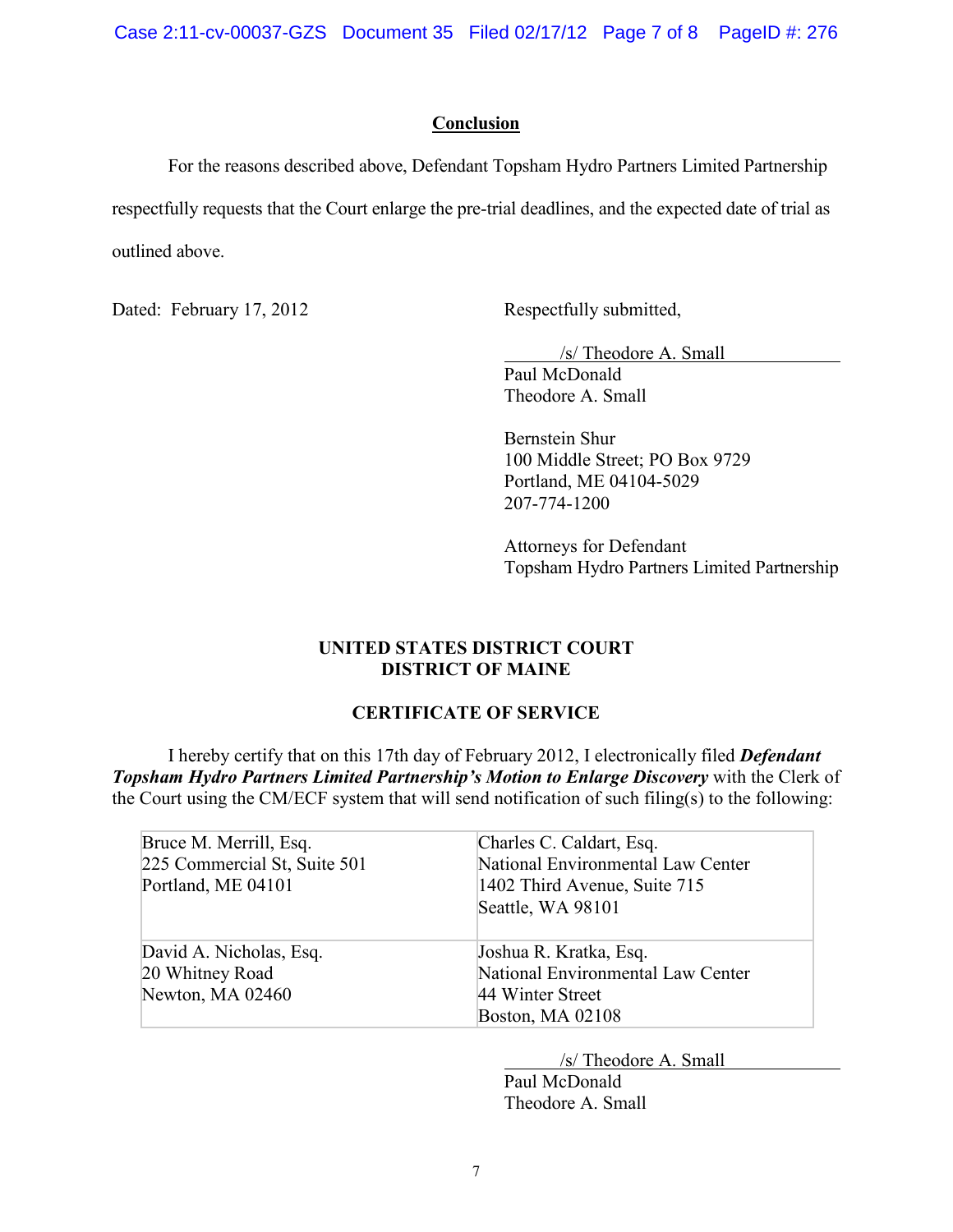## Conclusion

For the reasons described above, Defendant Topsham Hydro Partners Limited Partnership respectfully requests that the Court enlarge the pre-trial deadlines, and the expected date of trial as outlined above.

Dated: February 17, 2012

Respectfully submitted,

/s/ Theodore A. Small
Paul McDonald
Theodore A. Small

Bernstein Shur
100 Middle Street; PO Box 9729
Portland, ME 04104-5029
207-774-1200

Attorneys for Defendant
Topsham Hydro Partners Limited Partnership

**UNITED STATES DISTRICT COURT**
**DISTRICT OF MAINE**

**CERTIFICATE OF SERVICE**

I hereby certify that on this 17th day of February 2012, I electronically filed ***Defendant Topsham Hydro Partners Limited Partnership's Motion to Enlarge Discovery*** with the Clerk of the Court using the CM/ECF system that will send notification of such filing(s) to the following:

| | |
|---|---|
| Bruce M. Merrill, Esq.<br>225 Commercial St, Suite 501<br>Portland, ME 04101 | Charles C. Caldart, Esq.<br>National Environmental Law Center<br>1402 Third Avenue, Suite 715<br>Seattle, WA 98101 |
| David A. Nicholas, Esq.<br>20 Whitney Road<br>Newton, MA 02460 | Joshua R. Kratka, Esq.<br>National Environmental Law Center<br>44 Winter Street<br>Boston, MA 02108 |

/s/ Theodore A. Small
Paul McDonald
Theodore A. Small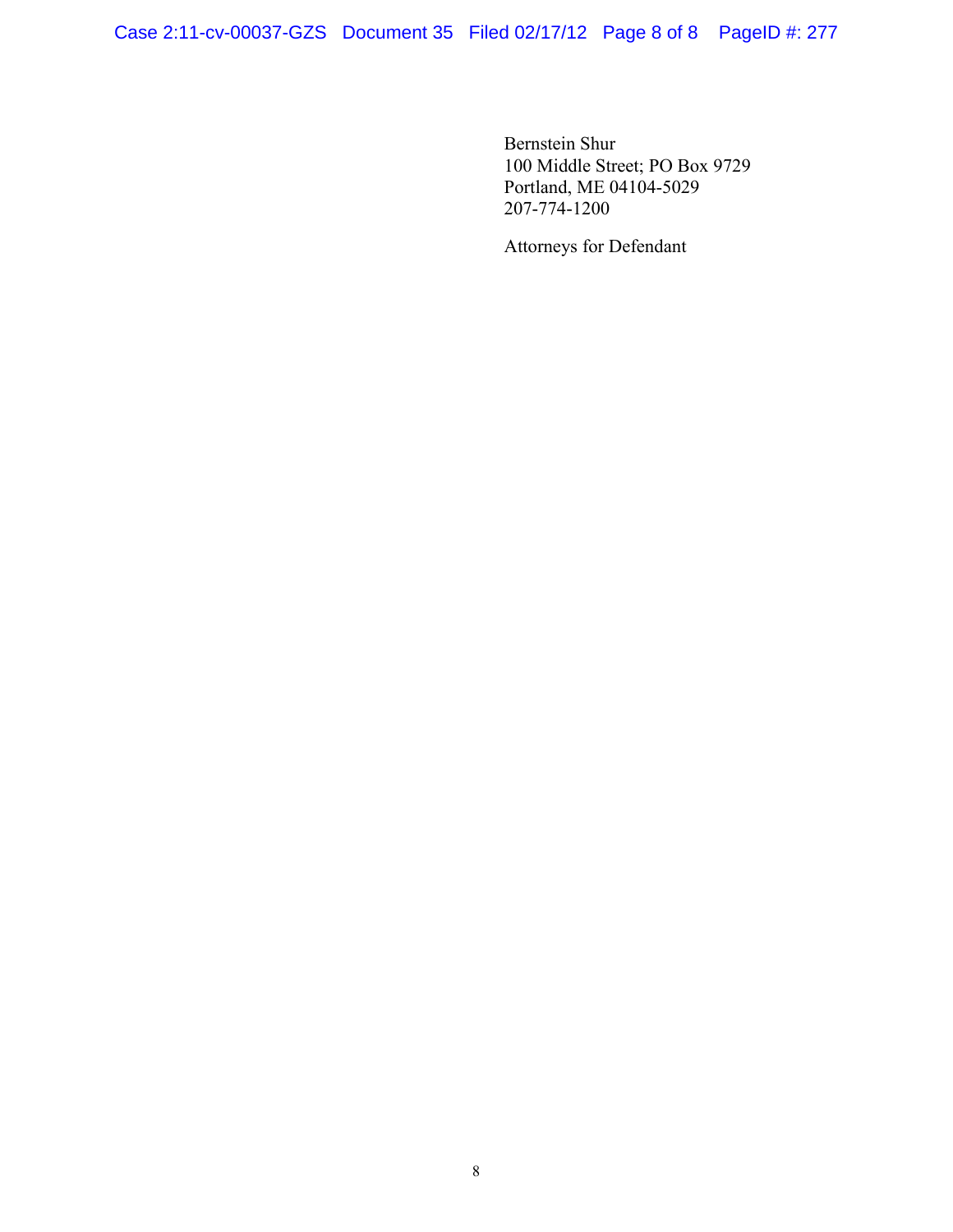Bernstein Shur
100 Middle Street; PO Box 9729
Portland, ME 04104-5029
207-774-1200

Attorneys for Defendant